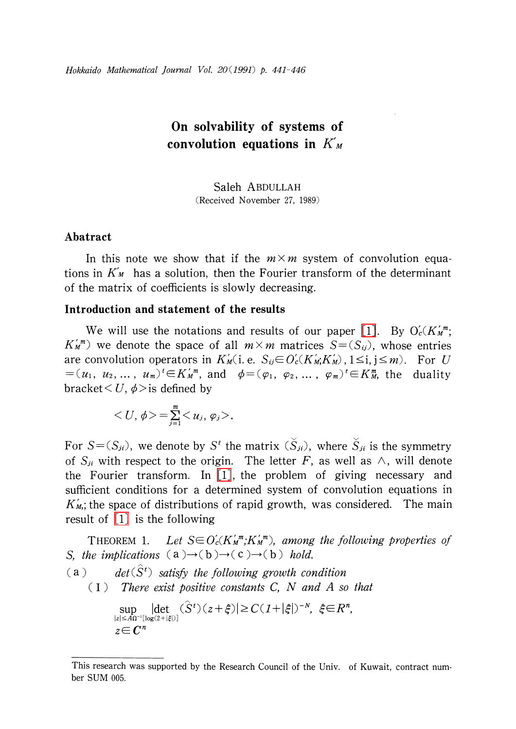# On solvability of systems of convolution equations in $K'_M$

Saleh ABDULLAH

(Received November 27, 1989)

## Abatract

In this note we show that if the $m \times m$ system of convolution equations in $K'_M$ has a solution, then the Fourier transform of the determinant of the matrix of coefficients is slowly decreasing.

## Introduction and statement of the results

We will use the notations and results of our paper [1]. By $O'_c(K'^m_M; K'^m_M)$ we denote the space of all $m \times m$ matrices $S=(S_{ij})$, whose entries are convolution operators in $K'_M$(i.e. $S_{ij} \in O'_c(K'_M; K'_M)$, $1 \leq i, j \leq m$). For $U = (u_1, u_2, \ldots, u_m)^t \in K'^m_M$, and $\phi = (\varphi_1, \varphi_2, \ldots, \varphi_m)^t \in K^m_M$, the duality bracket $< U, \phi >$ is defined by

$$< U, \phi > = \sum_{j=1}^{m} < u_j, \varphi_j >.$$

For $S=(S_{ji})$, we denote by $S^t$ the matrix $(\check{S}_{ji})$, where $\check{S}_{ji}$ is the symmetry of $S_{ji}$ with respect to the origin. The letter $F$, as well as $\wedge$, will denote the Fourier transform. In [1], the problem of giving necessary and sufficient conditions for a determined system of convolution equations in $K'_M$; the space of distributions of rapid growth, was considered. The main result of [1] is the following

THEOREM 1. *Let $S \in O'_c(K'^m_M; K'^m_M)$, among the following properties of $S$, the implications* (a)→(b)→(c)→(b) *hold.*

(a) *$det(\hat{S}^t)$ satisfy the following growth condition*

(I) *There exist positive constants $C$, $N$ and $A$ so that*

$$\sup_{\substack{|z| \leq A\Omega^{-1}[\log(2+|\xi|)] \\ z \in \mathbf{C}^n}} |\det\ (\hat{S}^t)(z+\xi)| \geq C(1+|\xi|)^{-N},\ \xi \in R^n,$$

---

This research was supported by the Research Council of the Univ. of Kuwait, contract number SUM 005.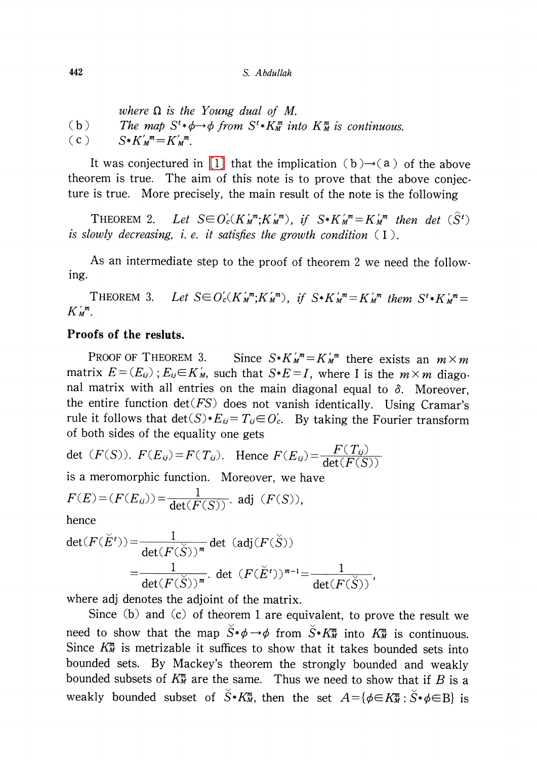*where $\Omega$ is the Young dual of $M$.*

(b) *The map $S^t * \phi \to \phi$ from $S^t * K_M^m$ into $K_M^m$ is continuous.*

(c) $S * K_M'^m = K_M'^m$.

It was conjectured in [1] that the implication (b)→(a) of the above theorem is true. The aim of this note is to prove that the above conjecture is true. More precisely, the main result of the note is the following

THEOREM 2. *Let $S \in O_c'(K_M'^m; K_M'^m)$, if $S * K_M'^m = K_M'^m$ then det $(\hat{S}^t)$ is slowly decreasing, i. e. it satisfies the growth condition (I).*

As an intermediate step to the proof of theorem 2 we need the following.

THEOREM 3. *Let $S \in O_c'(K_M'^m; K_M'^m)$, if $S * K_M'^m = K_M'^m$ them $S^t * K_M'^m = K_M'^m$.*

**Proofs of the resluts.**

PROOF OF THEOREM 3. Since $S * K_M'^m = K_M'^m$ there exists an $m \times m$ matrix $E = (E_{ij})$ ; $E_{ij} \in K_M'$, such that $S * E = I$, where I is the $m \times m$ diagonal matrix with all entries on the main diagonal equal to $\delta$. Moreover, the entire function $\det(FS)$ does not vanish identically. Using Cramar's rule it follows that $\det(S) * E_{ij} = T_{ij} \in O_c'$. By taking the Fourier transform of both sides of the equality one gets

$\det(F(S)).\ F(E_{ij}) = F(T_{ij})$. Hence $F(E_{ij}) = \dfrac{F(T_{ij})}{\det(F(S))}$

is a meromorphic function. Moreover, we have

$$F(E) = (F(E_{ij})) = \frac{1}{\det(F(S))} \cdot \text{adj } (F(S)),$$

hence

$$\det(F(\check{E}^t)) = \frac{1}{\det(F(\check{S}))^m} \det(\text{adj}(F(\check{S}))$$

$$= \frac{1}{\det(F(\check{S}))^m} \cdot \det(F(\check{E}^t))^{m-1} = \frac{1}{\det(F(\check{S}))},$$

where adj denotes the adjoint of the matrix.

Since (b) and (c) of theorem 1 are equivalent, to prove the result we need to show that the map $\check{S} * \phi \to \phi$ from $\check{S} * K_M^m$ into $K_M^m$ is continuous. Since $K_M^m$ is metrizable it suffices to show that it takes bounded sets into bounded sets. By Mackey's theorem the strongly bounded and weakly bounded subsets of $K_M^m$ are the same. Thus we need to show that if $B$ is a weakly bounded subset of $\check{S} * K_M^m$, then the set $A = \{\phi \in K_M^m : \check{S} * \phi \in \text{B}\}$ is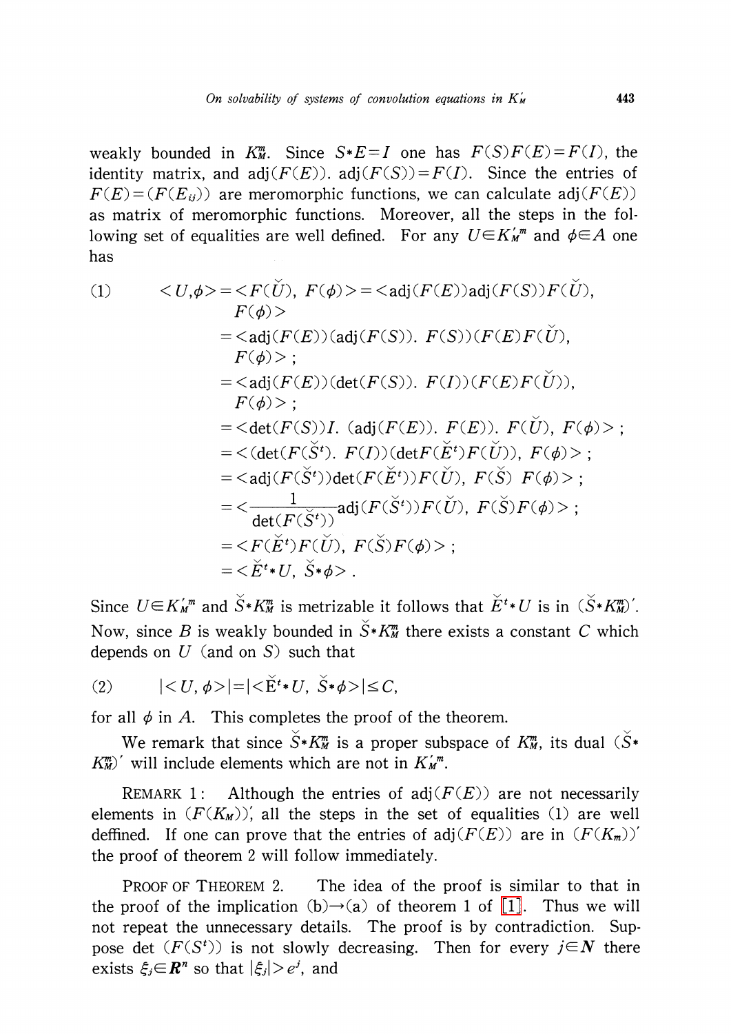weakly bounded in $K_M^m$. Since $S*E=I$ one has $F(S)F(E)=F(I)$, the identity matrix, and $\mathrm{adj}(F(E)).\ \mathrm{adj}(F(S))=F(I)$. Since the entries of $F(E)=(F(E_{ij}))$ are meromorphic functions, we can calculate $\mathrm{adj}(F(E))$ as matrix of meromorphic functions. Moreover, all the steps in the following set of equalities are well defined. For any $U\in K_M'^m$ and $\phi\in A$ one has

$$
\begin{aligned}
(1)\qquad <U,\phi> &= <F(\check{U}),\ F(\phi)> = <\mathrm{adj}(F(E))\mathrm{adj}(F(S))F(\check{U}),\\
&\qquad F(\phi)>\\
&= <\mathrm{adj}(F(E))(\mathrm{adj}(F(S)).\ F(S))(F(E)F(\check{U}),\\
&\qquad F(\phi)>;\\
&= <\mathrm{adj}(F(E))(\det(F(S)).\ F(I))(F(E)F(\check{U})),\\
&\qquad F(\phi)>;\\
&= <\det(F(S))I.\ (\mathrm{adj}(F(E)).\ F(E)).\ F(\check{U}),\ F(\phi)>;\\
&= <(\det(F(\check{S}^t).\ F(I))(\det F(\check{E}^t)F(\check{U})),\ F(\phi)>;\\
&= <\mathrm{adj}(F(\check{S}^t))\det(F(\check{E}^t))F(\check{U}),\ F(\check{S})\ F(\phi)>;\\
&= <\frac{1}{\det(F(\check{S}^t))}\mathrm{adj}(F(\check{S}^t))F(\check{U}),\ F(\check{S})F(\phi)>;\\
&= <F(\check{E}^t)F(\check{U}),\ F(\check{S})F(\phi)>;\\
&= <\check{E}^t*U,\ \check{S}*\phi>.
\end{aligned}
$$

Since $U\in K_M'^m$ and $\check{S}*K_M^m$ is metrizable it follows that $\check{E}^t*U$ is in $(\check{S}*K_M^m)'$. Now, since $B$ is weakly bounded in $\check{S}*K_M^m$ there exists a constant $C$ which depends on $U$ (and on $S$) such that

$$
(2)\qquad |<U,\phi>|=|<\check{E}^t*U,\ \check{S}*\phi>|\leq C,
$$

for all $\phi$ in $A$. This completes the proof of the theorem.

We remark that since $\check{S}*K_M^m$ is a proper subspace of $K_M^m$, its dual $(\check{S}*K_M^m)'$ will include elements which are not in $K_M'^m$.

REMARK 1: Although the entries of $\mathrm{adj}(F(E))$ are not necessarily elements in $(F(K_M))'$, all the steps in the set of equalities (1) are well deffined. If one can prove that the entries of $\mathrm{adj}(F(E))$ are in $(F(K_m))'$ the proof of theorem 2 will follow immediately.

PROOF OF THEOREM 2. The idea of the proof is similar to that in the proof of the implication (b)→(a) of theorem 1 of [1]. Thus we will not repeat the unnecessary details. The proof is by contradiction. Suppose $\det(F(S^t))$ is not slowly decreasing. Then for every $j\in\boldsymbol{N}$ there exists $\xi_j\in\boldsymbol{R}^n$ so that $|\xi_j|>e^j$, and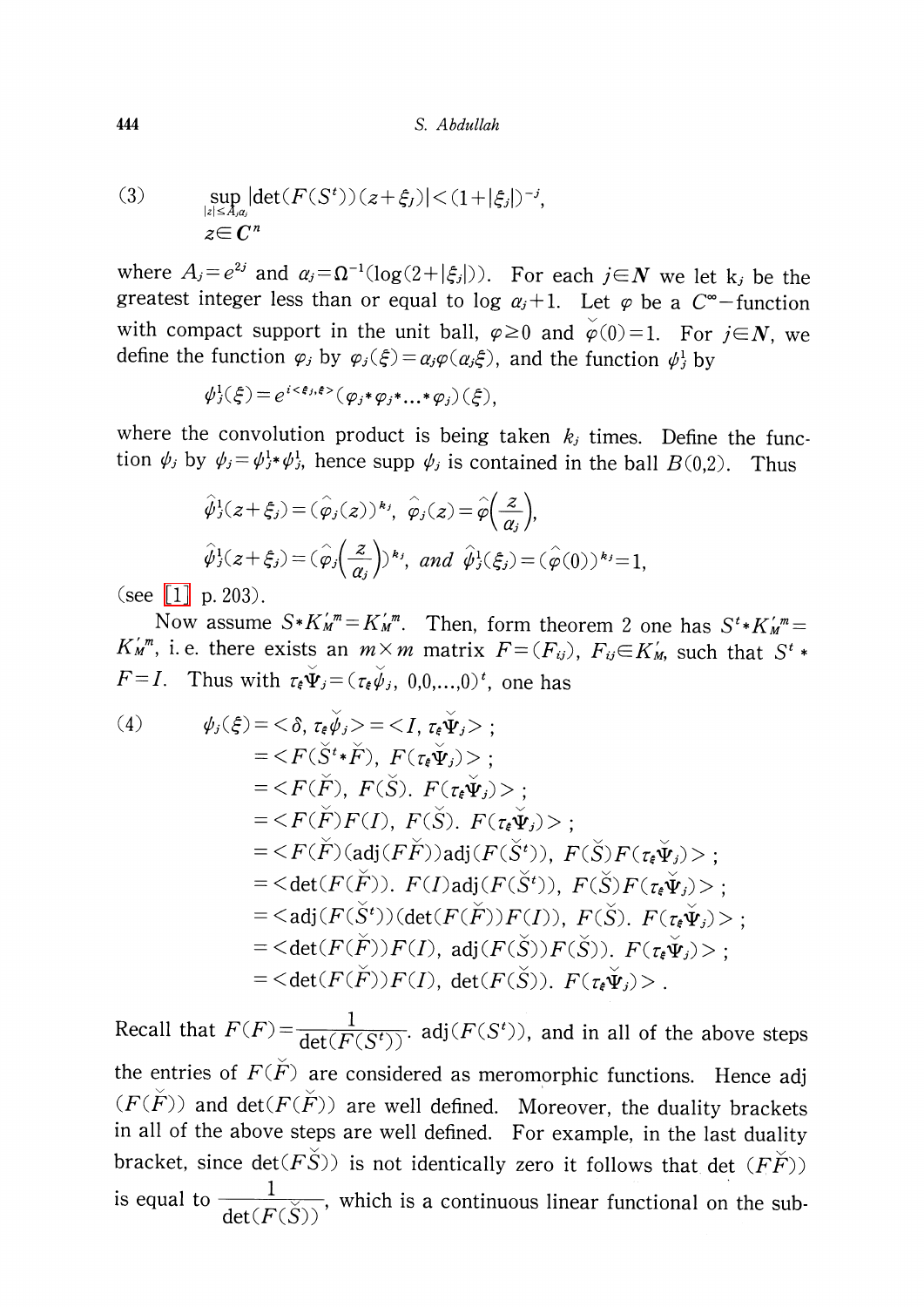$$(3) \qquad \sup_{\substack{|z| \le A_j \alpha_j \\ z \in \boldsymbol{C}^n}} |\det(F(S^t))(z+\xi_j)| < (1+|\xi_j|)^{-j},$$

where $A_j = e^{2j}$ and $\alpha_j = \Omega^{-1}(\log(2+|\xi_j|))$. For each $j \in \boldsymbol{N}$ we let $k_j$ be the greatest integer less than or equal to $\log \alpha_j + 1$. Let $\varphi$ be a $C^\infty$-function with compact support in the unit ball, $\varphi \ge 0$ and $\check{\varphi}(0) = 1$. For $j \in \boldsymbol{N}$, we define the function $\varphi_j$ by $\varphi_j(\xi) = \alpha_j \varphi(\alpha_j \xi)$, and the function $\psi_j^1$ by

$$\psi_j^1(\xi) = e^{i<\xi_j, \xi>}(\varphi_j * \varphi_j * \ldots * \varphi_j)(\xi),$$

where the convolution product is being taken $k_j$ times. Define the function $\psi_j$ by $\psi_j = \psi_j^1 * \psi_j^1$, hence supp $\psi_j$ is contained in the ball $B(0,2)$. Thus

$$\hat{\psi}_j^1(z+\xi_j) = (\hat{\varphi}_j(z))^{k_j}, \ \hat{\varphi}_j(z) = \hat{\varphi}\left(\frac{z}{\alpha_j}\right),$$

$$\hat{\psi}_j^1(z+\xi_j) = \left(\hat{\varphi}_j\left(\frac{z}{\alpha_j}\right)\right)^{k_j}, \ \textit{and} \ \hat{\psi}_j^1(\xi_j) = (\hat{\varphi}(0))^{k_j} = 1,$$

(see [1] p. 203).

Now assume $S * K_M'^m = K_M'^m$. Then, form theorem 2 one has $S^t * K_M'^m = K_M'^m$, i.e. there exists an $m \times m$ matrix $F = (F_{ij})$, $F_{ij} \in K_M'$, such that $S^t * F = I$. Thus with $\tau_\xi \check{\Psi}_j = (\tau_\xi \check{\psi}_j, 0, 0, \ldots, 0)^t$, one has

$$
\begin{aligned}
(4) \qquad \psi_j(\xi) &= <\delta, \tau_\xi \check{\psi}_j> = <I, \tau_\xi \check{\Psi}_j>; \\
&= <F(\check{S}^t * \check{F}), \ F(\tau_\xi \check{\Psi}_j)>; \\
&= <F(\check{F}), \ F(\check{S}). \ F(\tau_\xi \check{\Psi}_j)>; \\
&= <F(\check{F})F(I), \ F(\check{S}). \ F(\tau_\xi \check{\Psi}_j)>; \\
&= <F(\check{F})(\mathrm{adj}(F\check{F}))\mathrm{adj}(F(\check{S}^t)), \ F(\check{S})F(\tau_\xi \check{\Psi}_j)>; \\
&= <\det(F(\check{F})). \ F(I)\mathrm{adj}(F(\check{S}^t)), \ F(\check{S})F(\tau_\xi \check{\Psi}_j)>; \\
&= <\mathrm{adj}(F(\check{S}^t))(\det(F(\check{F}))F(I)), \ F(\check{S}). \ F(\tau_\xi \check{\Psi}_j)>; \\
&= <\det(F(\check{F}))F(I), \ \mathrm{adj}(F(\check{S}))F(\check{S})). \ F(\tau_\xi \check{\Psi}_j)>; \\
&= <\det(F(\check{F}))F(I), \ \det(F(\check{S})). \ F(\tau_\xi \check{\Psi}_j)>.
\end{aligned}
$$

Recall that $F(F) = \dfrac{1}{\det(F(S^t))} \cdot \mathrm{adj}(F(S^t))$, and in all of the above steps the entries of $F(\check{F})$ are considered as meromorphic functions. Hence adj $(F(\check{F}))$ and $\det(F(\check{F}))$ are well defined. Moreover, the duality brackets in all of the above steps are well defined. For example, in the last duality bracket, since $\det(F\check{S}))$ is not identically zero it follows that det $(F\check{F}))$ is equal to $\dfrac{1}{\det(F(\check{S}))}$, which is a continuous linear functional on the sub-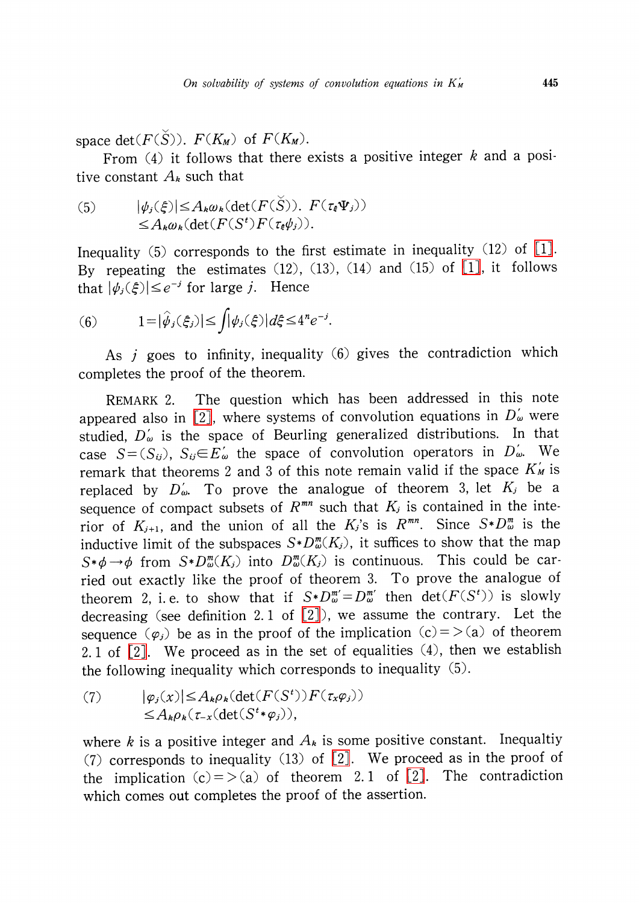space $\det(F(\check{S})).\ F(K_M)$ of $F(K_M)$.

From (4) it follows that there exists a positive integer $k$ and a positive constant $A_k$ such that

$$
\begin{aligned}
(5) \qquad |\psi_j(\xi)| &\leq A_k \omega_k(\det(F(\check{S})).\ F(\tau_\xi \Psi_j)) \\
&\leq A_k \omega_k(\det(F(S^t) F(\tau_\xi \psi_j)).
\end{aligned}
$$

Inequality (5) corresponds to the first estimate in inequality (12) of [1]. By repeating the estimates (12), (13), (14) and (15) of [1], it follows that $|\psi_j(\xi)| \leq e^{-j}$ for large $j$. Hence

$$
(6) \qquad 1 = |\hat{\psi}_j(\xi_j)| \leq \int |\psi_j(\xi)| d\xi \leq 4^n e^{-j}.
$$

As $j$ goes to infinity, inequality (6) gives the contradiction which completes the proof of the theorem.

REMARK 2. The question which has been addressed in this note appeared also in [2], where systems of convolution equations in $D'_\omega$ were studied, $D'_\omega$ is the space of Beurling generalized distributions. In that case $S=(S_{ij})$, $S_{ij} \in E'_\omega$ the space of convolution operators in $D'_\omega$. We remark that theorems 2 and 3 of this note remain valid if the space $K'_M$ is replaced by $D'_\omega$. To prove the analogue of theorem 3, let $K_j$ be a sequence of compact subsets of $R^{mn}$ such that $K_j$ is contained in the interior of $K_{j+1}$, and the union of all the $K_j$'s is $R^{mn}$. Since $S*D^m_\omega$ is the inductive limit of the subspaces $S*D^m_\omega(K_j)$, it suffices to show that the map $S*\phi \to \phi$ from $S*D^m_\omega(K_j)$ into $D^m_\omega(K_j)$ is continuous. This could be carried out exactly like the proof of theorem 3. To prove the analogue of theorem 2, i. e. to show that if $S*D^{m'}_\omega = D^{m'}_\omega$ then $\det(F(S^t))$ is slowly decreasing (see definition 2.1 of [2]), we assume the contrary. Let the sequence $(\varphi_j)$ be as in the proof of the implication (c)=>(a) of theorem 2.1 of [2]. We proceed as in the set of equalities (4), then we establish the following inequality which corresponds to inequality (5).

$$
\begin{aligned}
(7) \qquad |\varphi_j(x)| &\leq A_k \rho_k(\det(F(S^t)) F(\tau_x \varphi_j)) \\
&\leq A_k \rho_k(\tau_{-x}(\det(S^t * \varphi_j)),
\end{aligned}
$$

where $k$ is a positive integer and $A_k$ is some positive constant. Inequaltiy (7) corresponds to inequality (13) of [2]. We proceed as in the proof of the implication (c)=>(a) of theorem 2.1 of [2]. The contradiction which comes out completes the proof of the assertion.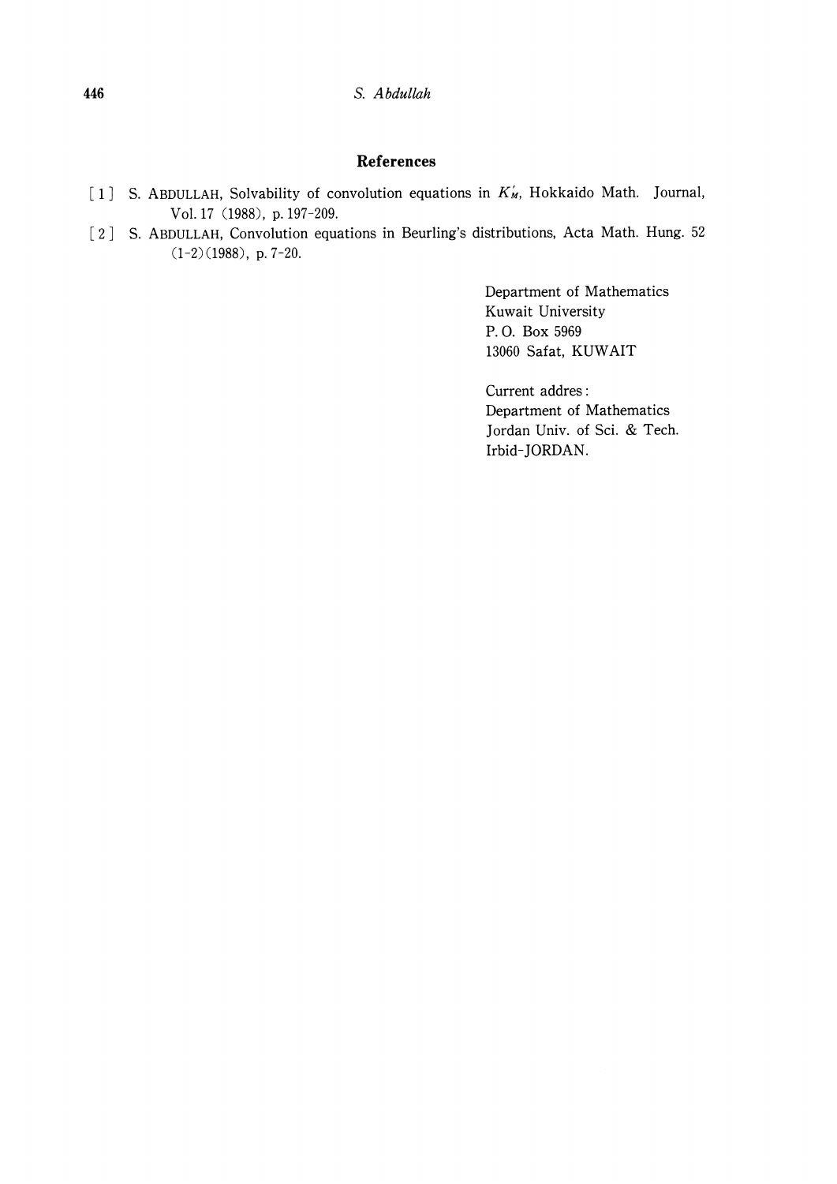## References

[1] S. ABDULLAH, Solvability of convolution equations in $K'_M$, Hokkaido Math. Journal, Vol. 17 (1988), p. 197-209.

[2] S. ABDULLAH, Convolution equations in Beurling's distributions, Acta Math. Hung. 52 (1-2)(1988), p. 7-20.

Department of Mathematics
Kuwait University
P. O. Box 5969
13060 Safat, KUWAIT

Current addres:
Department of Mathematics
Jordan Univ. of Sci. & Tech.
Irbid-JORDAN.